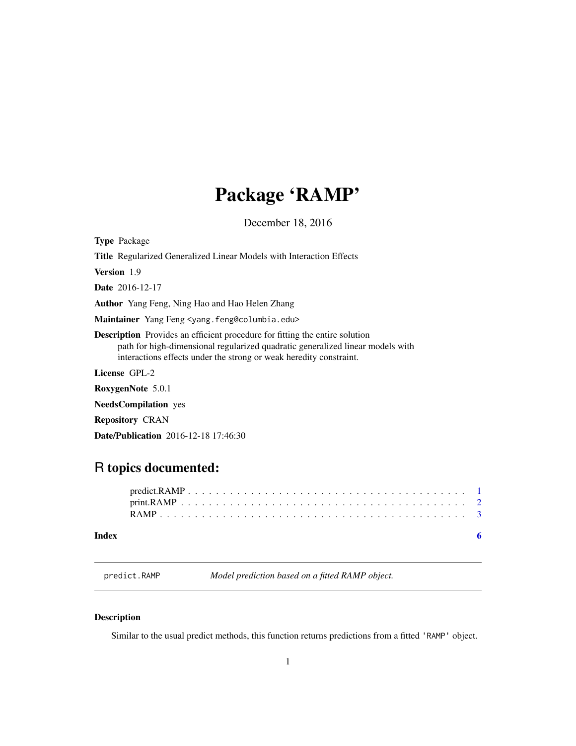# Package 'RAMP'

December 18, 2016

**Type** Package

**Title** Regularized Generalized Linear Models with Interaction Effects

**Version** 1.9

**Date** 2016-12-17

**Author** Yang Feng, Ning Hao and Hao Helen Zhang

**Maintainer** Yang Feng <yang.feng@columbia.edu>

**Description** Provides an efficient procedure for fitting the entire solution path for high-dimensional regularized quadratic generalized linear models with interactions effects under the strong or weak heredity constraint.

**License** GPL-2

**RoxygenNote** 5.0.1

**NeedsCompilation** yes

**Repository** CRAN

**Date/Publication** 2016-12-18 17:46:30

## R topics documented:

- predict.RAMP . . . . . . . . . . . . . . . . . . . . . . . . . . . . . . . . . . . . . . . . 1
- print.RAMP . . . . . . . . . . . . . . . . . . . . . . . . . . . . . . . . . . . . . . . . 2
- RAMP . . . . . . . . . . . . . . . . . . . . . . . . . . . . . . . . . . . . . . . . . . . 3

**Index** 6

---

`predict.RAMP` *Model prediction based on a fitted RAMP object.*

---

### Description

Similar to the usual predict methods, this function returns predictions from a fitted `'RAMP'` object.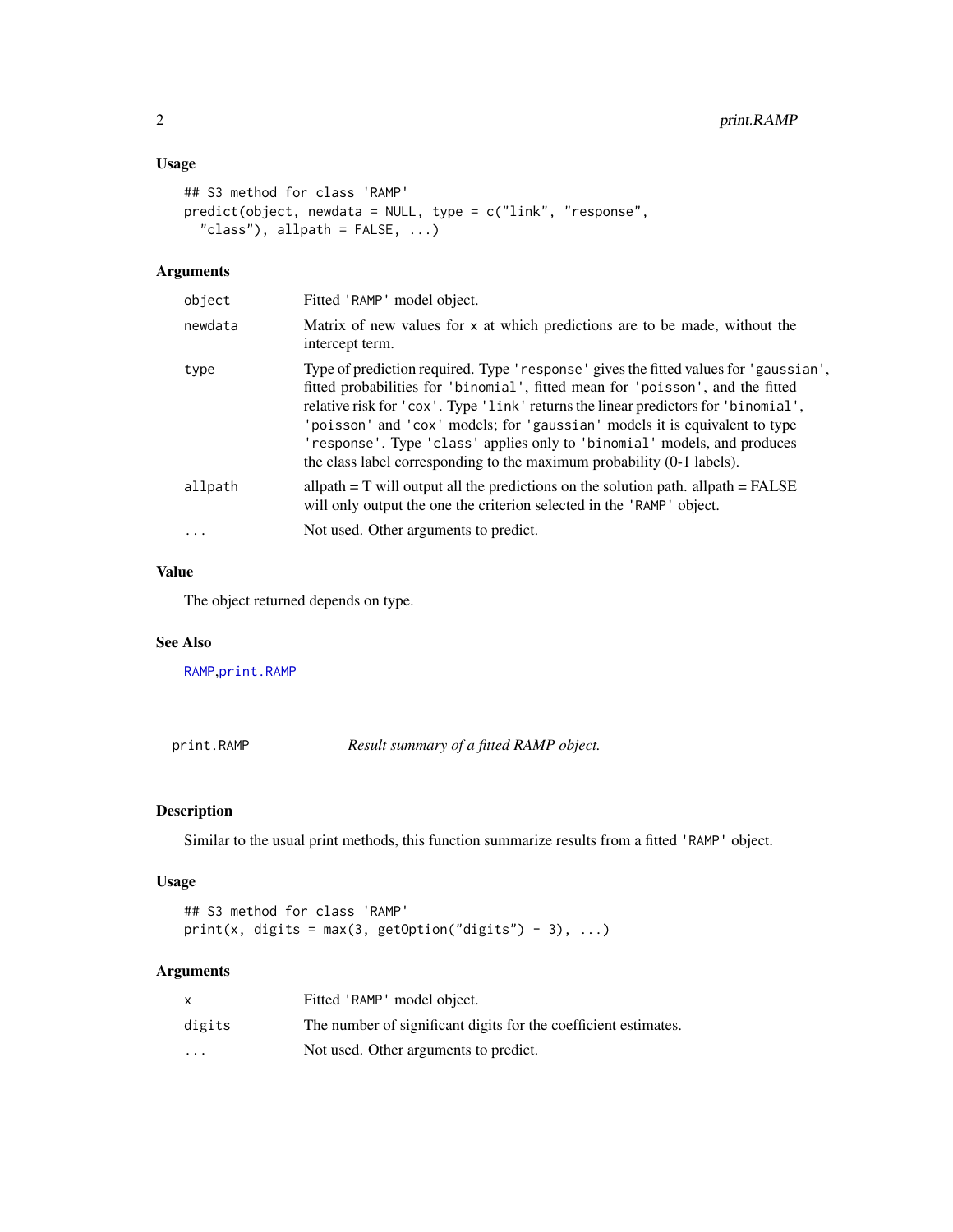### Usage

```
## S3 method for class 'RAMP'
predict(object, newdata = NULL, type = c("link", "response",
  "class"), allpath = FALSE, ...)
```

### Arguments

| | |
|---|---|
| `object` | Fitted 'RAMP' model object. |
| `newdata` | Matrix of new values for x at which predictions are to be made, without the intercept term. |
| `type` | Type of prediction required. Type 'response' gives the fitted values for 'gaussian', fitted probabilities for 'binomial', fitted mean for 'poisson', and the fitted relative risk for 'cox'. Type 'link' returns the linear predictors for 'binomial', 'poisson' and 'cox' models; for 'gaussian' models it is equivalent to type 'response'. Type 'class' applies only to 'binomial' models, and produces the class label corresponding to the maximum probability (0-1 labels). |
| `allpath` | allpath = T will output all the predictions on the solution path. allpath = FALSE will only output the one the criterion selected in the 'RAMP' object. |
| `...` | Not used. Other arguments to predict. |

### Value

The object returned depends on type.

### See Also

RAMP,print.RAMP

---

## print.RAMP — *Result summary of a fitted RAMP object.*

### Description

Similar to the usual print methods, this function summarize results from a fitted 'RAMP' object.

### Usage

```
## S3 method for class 'RAMP'
print(x, digits = max(3, getOption("digits") - 3), ...)
```

### Arguments

| | |
|---|---|
| `x` | Fitted 'RAMP' model object. |
| `digits` | The number of significant digits for the coefficient estimates. |
| `...` | Not used. Other arguments to predict. |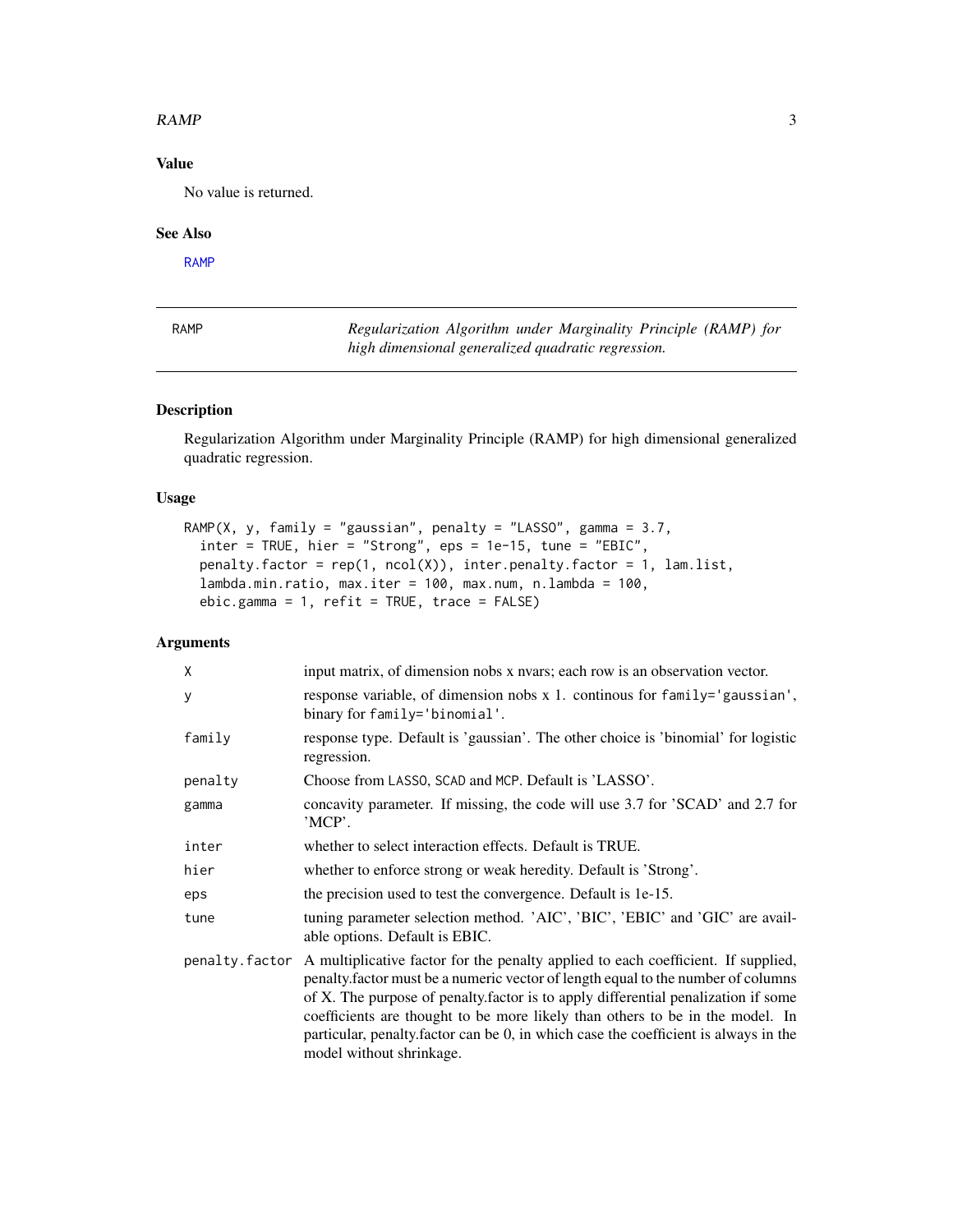## Value

No value is returned.

## See Also

RAMP

---

RAMP — *Regularization Algorithm under Marginality Principle (RAMP) for high dimensional generalized quadratic regression.*

---

## Description

Regularization Algorithm under Marginality Principle (RAMP) for high dimensional generalized quadratic regression.

## Usage

```
RAMP(X, y, family = "gaussian", penalty = "LASSO", gamma = 3.7,
  inter = TRUE, hier = "Strong", eps = 1e-15, tune = "EBIC",
  penalty.factor = rep(1, ncol(X)), inter.penalty.factor = 1, lam.list,
  lambda.min.ratio, max.iter = 100, max.num, n.lambda = 100,
  ebic.gamma = 1, refit = TRUE, trace = FALSE)
```

## Arguments

| | |
|---|---|
| `X` | input matrix, of dimension nobs x nvars; each row is an observation vector. |
| `y` | response variable, of dimension nobs x 1. continous for `family='gaussian'`, binary for `family='binomial'`. |
| `family` | response type. Default is 'gaussian'. The other choice is 'binomial' for logistic regression. |
| `penalty` | Choose from `LASSO`, `SCAD` and `MCP`. Default is 'LASSO'. |
| `gamma` | concavity parameter. If missing, the code will use 3.7 for 'SCAD' and 2.7 for 'MCP'. |
| `inter` | whether to select interaction effects. Default is TRUE. |
| `hier` | whether to enforce strong or weak heredity. Default is 'Strong'. |
| `eps` | the precision used to test the convergence. Default is 1e-15. |
| `tune` | tuning parameter selection method. 'AIC', 'BIC', 'EBIC' and 'GIC' are available options. Default is EBIC. |
| `penalty.factor` | A multiplicative factor for the penalty applied to each coefficient. If supplied, penalty.factor must be a numeric vector of length equal to the number of columns of X. The purpose of penalty.factor is to apply differential penalization if some coefficients are thought to be more likely than others to be in the model. In particular, penalty.factor can be 0, in which case the coefficient is always in the model without shrinkage. |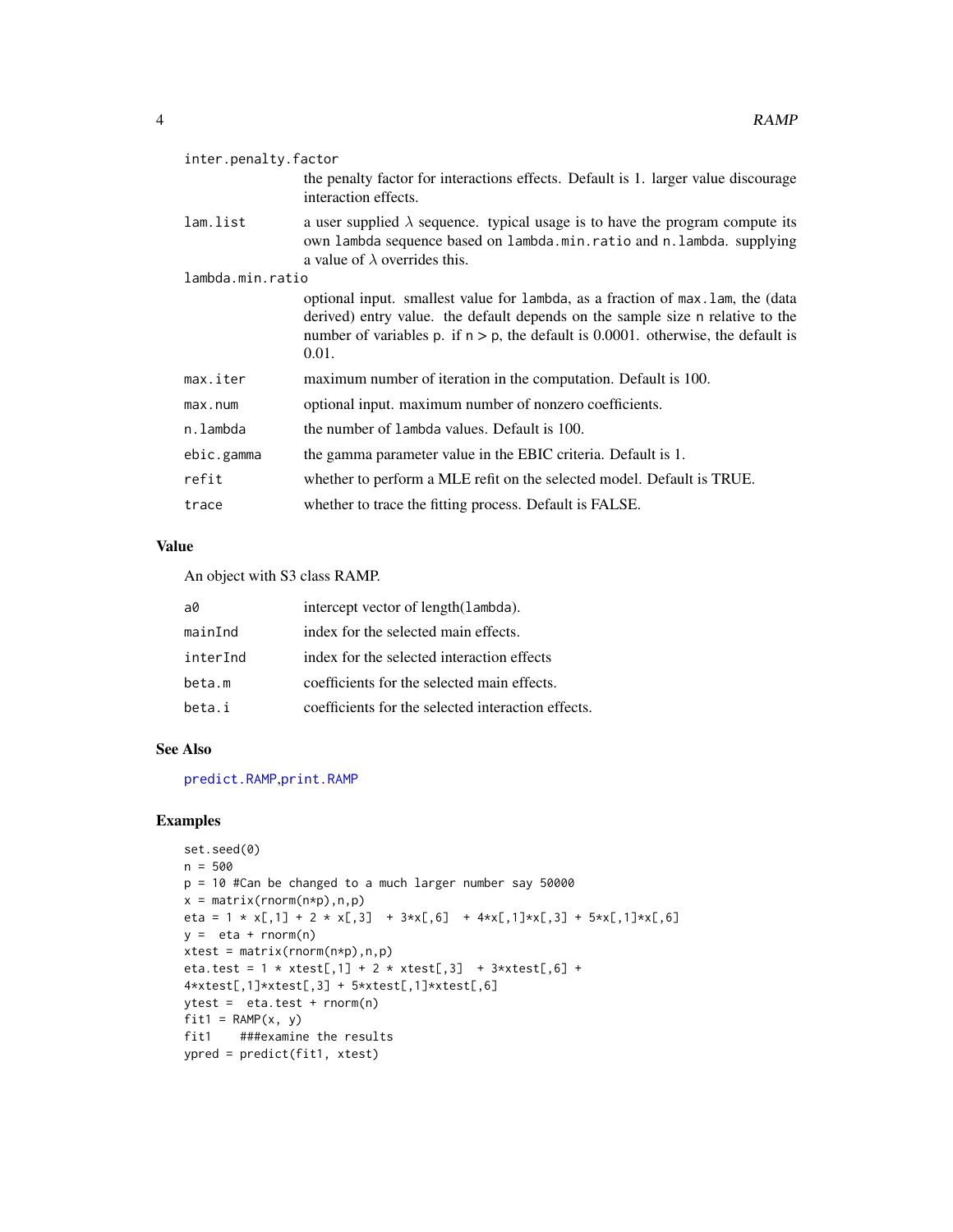| | |
|---|---|
| inter.penalty.factor | the penalty factor for interactions effects. Default is 1. larger value discourage interaction effects. |
| lam.list | a user supplied $\lambda$ sequence. typical usage is to have the program compute its own lambda sequence based on lambda.min.ratio and n.lambda. supplying a value of $\lambda$ overrides this. |
| lambda.min.ratio | optional input. smallest value for lambda, as a fraction of max.lam, the (data derived) entry value. the default depends on the sample size n relative to the number of variables p. if n > p, the default is 0.0001. otherwise, the default is 0.01. |
| max.iter | maximum number of iteration in the computation. Default is 100. |
| max.num | optional input. maximum number of nonzero coefficients. |
| n.lambda | the number of lambda values. Default is 100. |
| ebic.gamma | the gamma parameter value in the EBIC criteria. Default is 1. |
| refit | whether to perform a MLE refit on the selected model. Default is TRUE. |
| trace | whether to trace the fitting process. Default is FALSE. |

## Value

An object with S3 class RAMP.

| | |
|---|---|
| a0 | intercept vector of length(lambda). |
| mainInd | index for the selected main effects. |
| interInd | index for the selected interaction effects |
| beta.m | coefficients for the selected main effects. |
| beta.i | coefficients for the selected interaction effects. |

## See Also

predict.RAMP,print.RAMP

## Examples

```
set.seed(0)
n = 500
p = 10 #Can be changed to a much larger number say 50000
x = matrix(rnorm(n*p),n,p)
eta = 1 * x[,1] + 2 * x[,3]  + 3*x[,6]  + 4*x[,1]*x[,3] + 5*x[,1]*x[,6]
y =  eta + rnorm(n)
xtest = matrix(rnorm(n*p),n,p)
eta.test = 1 * xtest[,1] + 2 * xtest[,3]  + 3*xtest[,6] +
4*xtest[,1]*xtest[,3] + 5*xtest[,1]*xtest[,6]
ytest =  eta.test + rnorm(n)
fit1 = RAMP(x, y)
fit1    ###examine the results
ypred = predict(fit1, xtest)
```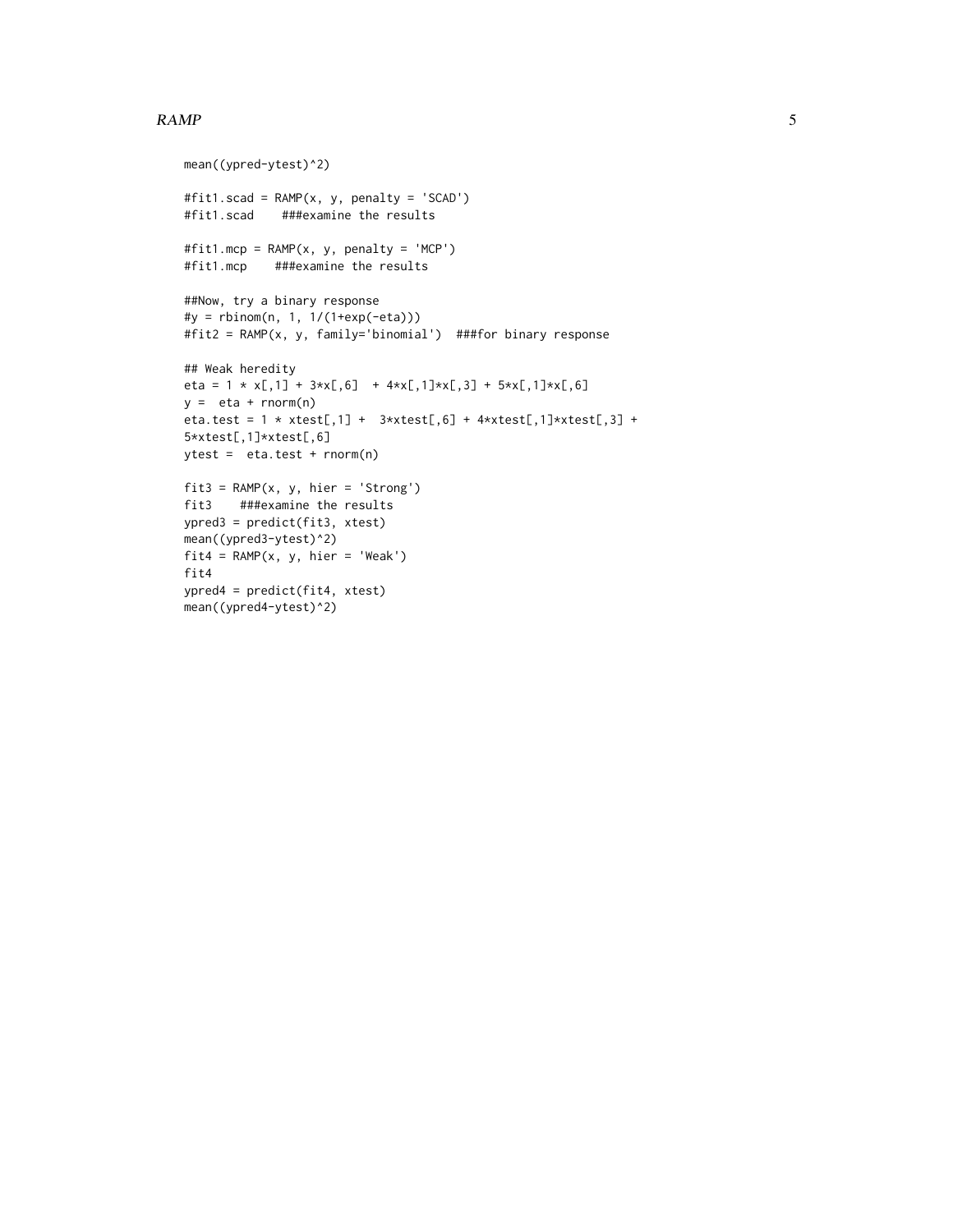```
mean((ypred-ytest)^2)

#fit1.scad = RAMP(x, y, penalty = 'SCAD')
#fit1.scad    ###examine the results

#fit1.mcp = RAMP(x, y, penalty = 'MCP')
#fit1.mcp    ###examine the results

##Now, try a binary response
#y = rbinom(n, 1, 1/(1+exp(-eta)))
#fit2 = RAMP(x, y, family='binomial')  ###for binary response

## Weak heredity
eta = 1 * x[,1] + 3*x[,6]  + 4*x[,1]*x[,3] + 5*x[,1]*x[,6]
y =  eta + rnorm(n)
eta.test = 1 * xtest[,1] +  3*xtest[,6] + 4*xtest[,1]*xtest[,3] +
5*xtest[,1]*xtest[,6]
ytest =  eta.test + rnorm(n)

fit3 = RAMP(x, y, hier = 'Strong')
fit3    ###examine the results
ypred3 = predict(fit3, xtest)
mean((ypred3-ytest)^2)
fit4 = RAMP(x, y, hier = 'Weak')
fit4
ypred4 = predict(fit4, xtest)
mean((ypred4-ytest)^2)
```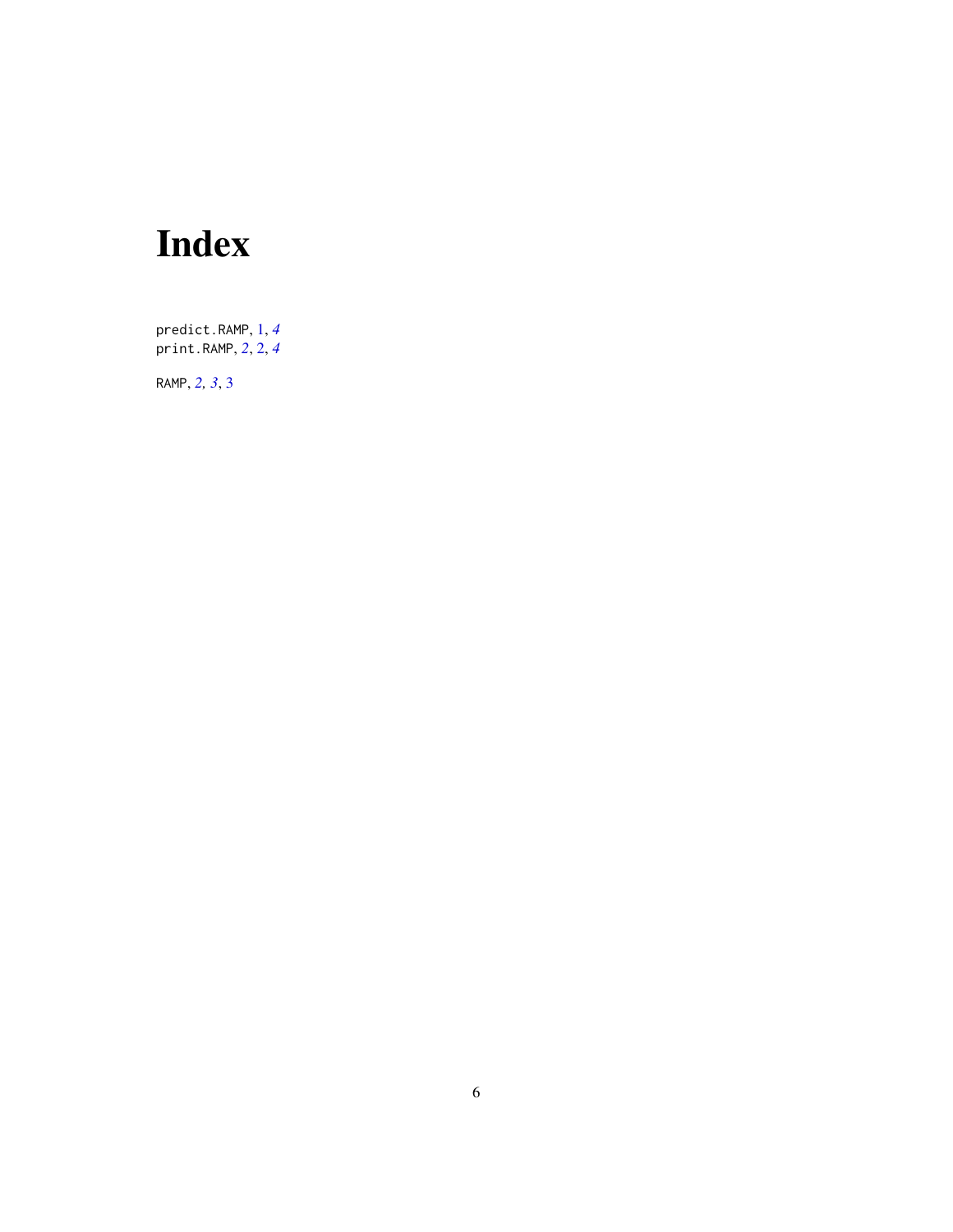# Index

predict.RAMP, 1, *4*
print.RAMP, *2*, 2, *4*

RAMP, *2, 3*, 3